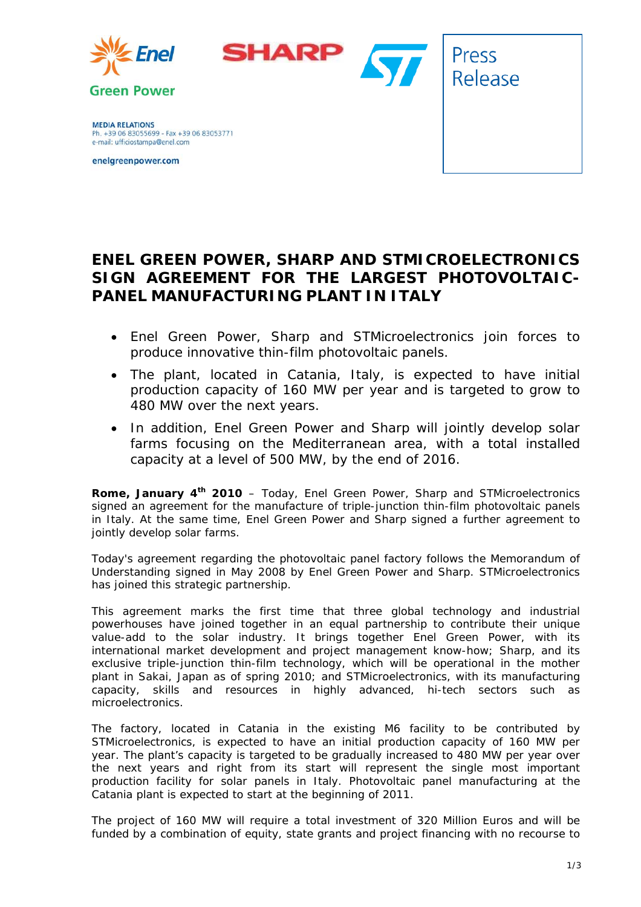Enel Green Power

SHARP

ST

# Press Release

**MEDIA RELATIONS**
Ph. +39 06 83055699 - Fax +39 06 83053771
e-mail: ufficiostampa@enel.com

**enelgreenpower.com**

## ENEL GREEN POWER, SHARP AND STMICROELECTRONICS SIGN AGREEMENT FOR THE LARGEST PHOTOVOLTAIC-PANEL MANUFACTURING PLANT IN ITALY

- Enel Green Power, Sharp and STMicroelectronics join forces to produce innovative thin-film photovoltaic panels.
- The plant, located in Catania, Italy, is expected to have initial production capacity of 160 MW per year and is targeted to grow to 480 MW over the next years.
- In addition, Enel Green Power and Sharp will jointly develop solar farms focusing on the Mediterranean area, with a total installed capacity at a level of 500 MW, by the end of 2016.

**Rome, January 4th 2010** – Today, Enel Green Power, Sharp and STMicroelectronics signed an agreement for the manufacture of triple-junction thin-film photovoltaic panels in Italy. At the same time, Enel Green Power and Sharp signed a further agreement to jointly develop solar farms.

Today's agreement regarding the photovoltaic panel factory follows the Memorandum of Understanding signed in May 2008 by Enel Green Power and Sharp. STMicroelectronics has joined this strategic partnership.

This agreement marks the first time that three global technology and industrial powerhouses have joined together in an equal partnership to contribute their unique value-add to the solar industry. It brings together Enel Green Power, with its international market development and project management know-how; Sharp, and its exclusive triple-junction thin-film technology, which will be operational in the mother plant in Sakai, Japan as of spring 2010; and STMicroelectronics, with its manufacturing capacity, skills and resources in highly advanced, hi-tech sectors such as microelectronics.

The factory, located in Catania in the existing M6 facility to be contributed by STMicroelectronics, is expected to have an initial production capacity of 160 MW per year. The plant's capacity is targeted to be gradually increased to 480 MW per year over the next years and right from its start will represent the single most important production facility for solar panels in Italy. Photovoltaic panel manufacturing at the Catania plant is expected to start at the beginning of 2011.

The project of 160 MW will require a total investment of 320 Million Euros and will be funded by a combination of equity, state grants and project financing with no recourse to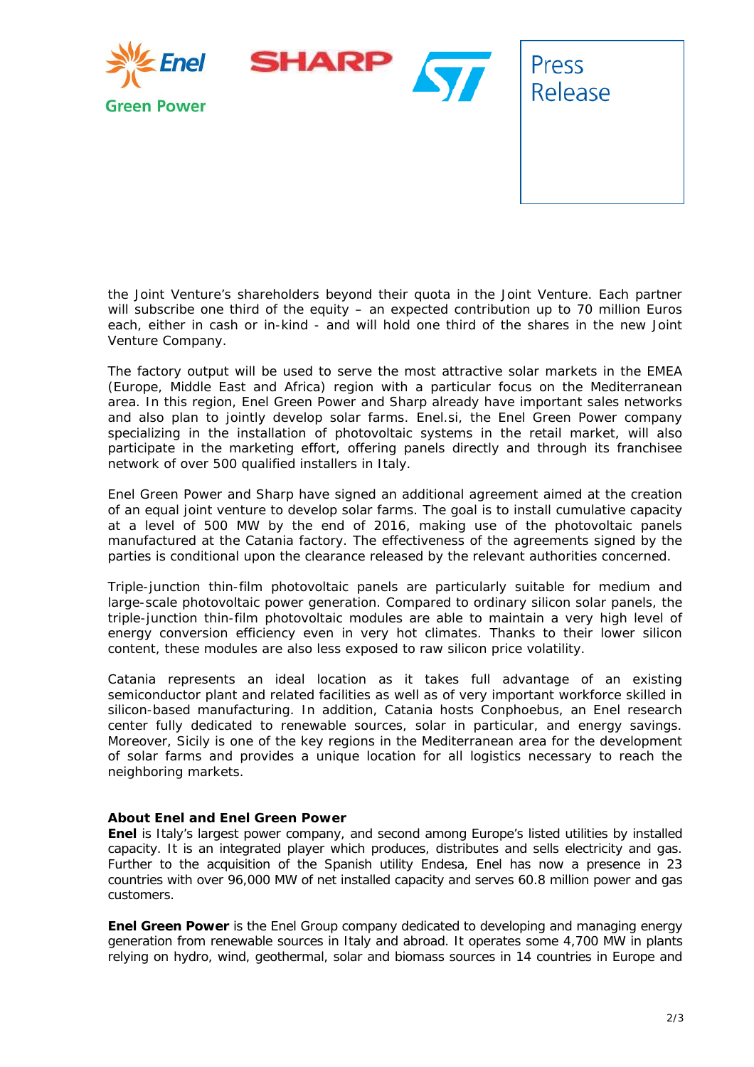the Joint Venture's shareholders beyond their quota in the Joint Venture. Each partner will subscribe one third of the equity – an expected contribution up to 70 million Euros each, either in cash or in-kind - and will hold one third of the shares in the new Joint Venture Company.

The factory output will be used to serve the most attractive solar markets in the EMEA (Europe, Middle East and Africa) region with a particular focus on the Mediterranean area. In this region, Enel Green Power and Sharp already have important sales networks and also plan to jointly develop solar farms. Enel.si, the Enel Green Power company specializing in the installation of photovoltaic systems in the retail market, will also participate in the marketing effort, offering panels directly and through its franchisee network of over 500 qualified installers in Italy.

Enel Green Power and Sharp have signed an additional agreement aimed at the creation of an equal joint venture to develop solar farms. The goal is to install cumulative capacity at a level of 500 MW by the end of 2016, making use of the photovoltaic panels manufactured at the Catania factory. The effectiveness of the agreements signed by the parties is conditional upon the clearance released by the relevant authorities concerned.

Triple-junction thin-film photovoltaic panels are particularly suitable for medium and large-scale photovoltaic power generation. Compared to ordinary silicon solar panels, the triple-junction thin-film photovoltaic modules are able to maintain a very high level of energy conversion efficiency even in very hot climates. Thanks to their lower silicon content, these modules are also less exposed to raw silicon price volatility.

Catania represents an ideal location as it takes full advantage of an existing semiconductor plant and related facilities as well as of very important workforce skilled in silicon-based manufacturing. In addition, Catania hosts Conphoebus, an Enel research center fully dedicated to renewable sources, solar in particular, and energy savings. Moreover, Sicily is one of the key regions in the Mediterranean area for the development of solar farms and provides a unique location for all logistics necessary to reach the neighboring markets.

**About Enel and Enel Green Power**

**Enel** is Italy's largest power company, and second among Europe's listed utilities by installed capacity. It is an integrated player which produces, distributes and sells electricity and gas. Further to the acquisition of the Spanish utility Endesa, Enel has now a presence in 23 countries with over 96,000 MW of net installed capacity and serves 60.8 million power and gas customers.

**Enel Green Power** is the Enel Group company dedicated to developing and managing energy generation from renewable sources in Italy and abroad. It operates some 4,700 MW in plants relying on hydro, wind, geothermal, solar and biomass sources in 14 countries in Europe and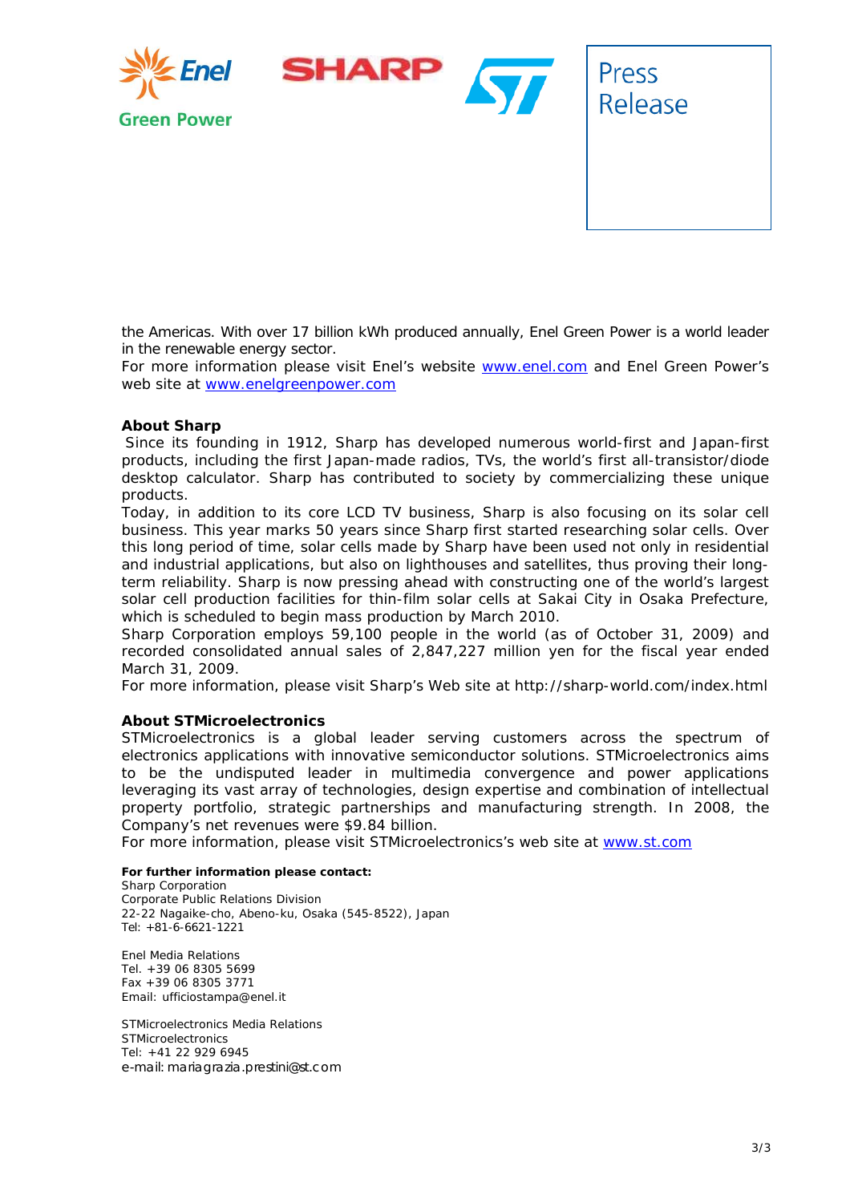the Americas. With over 17 billion kWh produced annually, Enel Green Power is a world leader in the renewable energy sector.
For more information please visit Enel's website www.enel.com and Enel Green Power's web site at www.enelgreenpower.com

**About Sharp**

Since its founding in 1912, Sharp has developed numerous world-first and Japan-first products, including the first Japan-made radios, TVs, the world's first all-transistor/diode desktop calculator. Sharp has contributed to society by commercializing these unique products.
Today, in addition to its core LCD TV business, Sharp is also focusing on its solar cell business. This year marks 50 years since Sharp first started researching solar cells. Over this long period of time, solar cells made by Sharp have been used not only in residential and industrial applications, but also on lighthouses and satellites, thus proving their long-term reliability. Sharp is now pressing ahead with constructing one of the world's largest solar cell production facilities for thin-film solar cells at Sakai City in Osaka Prefecture, which is scheduled to begin mass production by March 2010.
Sharp Corporation employs 59,100 people in the world (as of October 31, 2009) and recorded consolidated annual sales of 2,847,227 million yen for the fiscal year ended March 31, 2009.
For more information, please visit Sharp's Web site at http://sharp-world.com/index.html

**About STMicroelectronics**

STMicroelectronics is a global leader serving customers across the spectrum of electronics applications with innovative semiconductor solutions. STMicroelectronics aims to be the undisputed leader in multimedia convergence and power applications leveraging its vast array of technologies, design expertise and combination of intellectual property portfolio, strategic partnerships and manufacturing strength. In 2008, the Company's net revenues were $9.84 billion.
For more information, please visit STMicroelectronics's web site at www.st.com

**For further information please contact:**

Sharp Corporation
Corporate Public Relations Division
22-22 Nagaike-cho, Abeno-ku, Osaka (545-8522), Japan
Tel: +81-6-6621-1221

Enel Media Relations
Tel. +39 06 8305 5699
Fax +39 06 8305 3771
Email: ufficiostampa@enel.it

STMicroelectronics Media Relations
STMicroelectronics
Tel: +41 22 929 6945
e-mail: mariagrazia.prestini@st.com